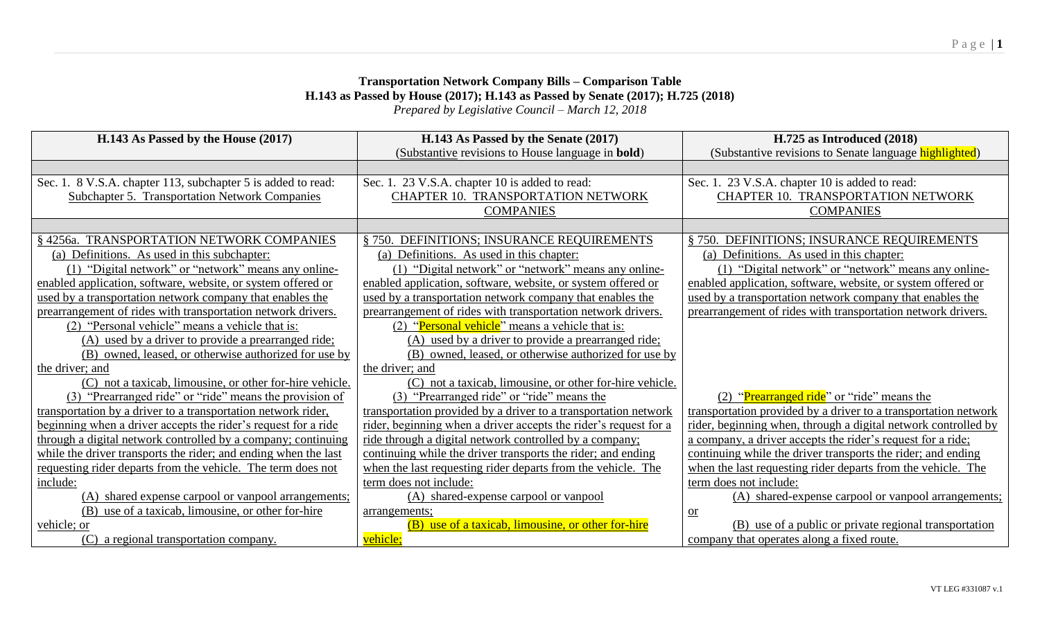**Transportation Network Company Bills – Comparison Table**
**H.143 as Passed by House (2017); H.143 as Passed by Senate (2017); H.725 (2018)**
*Prepared by Legislative Council – March 12, 2018*

| H.143 As Passed by the House (2017) | H.143 As Passed by the Senate (2017) (Substantive revisions to House language in **bold**) | H.725 as Introduced (2018) (Substantive revisions to Senate language highlighted) |
|---|---|---|
| | | |
| Sec. 1. 8 V.S.A. chapter 113, subchapter 5 is added to read: Subchapter 5. Transportation Network Companies | Sec. 1. 23 V.S.A. chapter 10 is added to read: CHAPTER 10. TRANSPORTATION NETWORK COMPANIES | Sec. 1. 23 V.S.A. chapter 10 is added to read: CHAPTER 10. TRANSPORTATION NETWORK COMPANIES |
| | | |
| § 4256a. TRANSPORTATION NETWORK COMPANIES<br>(a) Definitions. As used in this subchapter:<br>(1) "Digital network" or "network" means any online-enabled application, software, website, or system offered or used by a transportation network company that enables the prearrangement of rides with transportation network drivers.<br>(2) "Personal vehicle" means a vehicle that is:<br>(A) used by a driver to provide a prearranged ride;<br>(B) owned, leased, or otherwise authorized for use by the driver; and<br>(C) not a taxicab, limousine, or other for-hire vehicle.<br>(3) "Prearranged ride" or "ride" means the provision of transportation by a driver to a transportation network rider, beginning when a driver accepts the rider's request for a ride through a digital network controlled by a company; continuing while the driver transports the rider; and ending when the last requesting rider departs from the vehicle. The term does not include:<br>(A) shared expense carpool or vanpool arrangements;<br>(B) use of a taxicab, limousine, or other for-hire vehicle; or<br>(C) a regional transportation company. | § 750. DEFINITIONS; INSURANCE REQUIREMENTS<br>(a) Definitions. As used in this chapter:<br>(1) "Digital network" or "network" means any online-enabled application, software, website, or system offered or used by a transportation network company that enables the prearrangement of rides with transportation network drivers.<br>(2) "Personal vehicle" means a vehicle that is:<br>(A) used by a driver to provide a prearranged ride;<br>(B) owned, leased, or otherwise authorized for use by the driver; and<br>(C) not a taxicab, limousine, or other for-hire vehicle.<br>(3) "Prearranged ride" or "ride" means the transportation provided by a driver to a transportation network rider, beginning when a driver accepts the rider's request for a ride through a digital network controlled by a company; continuing while the driver transports the rider; and ending when the last requesting rider departs from the vehicle. The term does not include:<br>(A) shared-expense carpool or vanpool arrangements;<br>(B) use of a taxicab, limousine, or other for-hire vehicle; | § 750. DEFINITIONS; INSURANCE REQUIREMENTS<br>(a) Definitions. As used in this chapter:<br>(1) "Digital network" or "network" means any online-enabled application, software, website, or system offered or used by a transportation network company that enables the prearrangement of rides with transportation network drivers.<br>(2) "Prearranged ride" or "ride" means the transportation provided by a driver to a transportation network rider, beginning when, through a digital network controlled by a company, a driver accepts the rider's request for a ride; continuing while the driver transports the rider; and ending when the last requesting rider departs from the vehicle. The term does not include:<br>(A) shared-expense carpool or vanpool arrangements; or<br>(B) use of a public or private regional transportation company that operates along a fixed route. |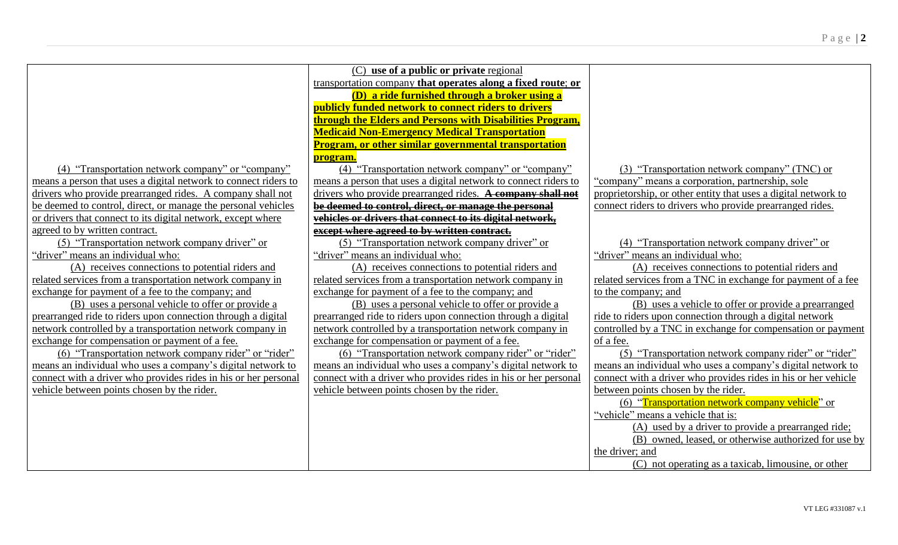| | | |
|---|---|---|
| (4) "Transportation network company" or "company" means a person that uses a digital network to connect riders to drivers who provide prearranged rides. A company shall not be deemed to control, direct, or manage the personal vehicles or drivers that connect to its digital network, except where agreed to by written contract.<br>(5) "Transportation network company driver" or "driver" means an individual who:<br>(A) receives connections to potential riders and related services from a transportation network company in exchange for payment of a fee to the company; and<br>(B) uses a personal vehicle to offer or provide a prearranged ride to riders upon connection through a digital network controlled by a transportation network company in exchange for compensation or payment of a fee.<br>(6) "Transportation network company rider" or "rider" means an individual who uses a company's digital network to connect with a driver who provides rides in his or her personal vehicle between points chosen by the rider. | (C) **use of a public or private** regional transportation company **that operates along a fixed route**; **or**<br>**(D) a ride furnished through a broker using a publicly funded network to connect riders to drivers through the Elders and Persons with Disabilities Program, Medicaid Non-Emergency Medical Transportation Program, or other similar governmental transportation program.**<br>(4) "Transportation network company" or "company" means a person that uses a digital network to connect riders to drivers who provide prearranged rides. ~~**A company shall not be deemed to control, direct, or manage the personal vehicles or drivers that connect to its digital network, except where agreed to by written contract.**~~<br>(5) "Transportation network company driver" or "driver" means an individual who:<br>(A) receives connections to potential riders and related services from a transportation network company in exchange for payment of a fee to the company; and<br>(B) uses a personal vehicle to offer or provide a prearranged ride to riders upon connection through a digital network controlled by a transportation network company in exchange for compensation or payment of a fee.<br>(6) "Transportation network company rider" or "rider" means an individual who uses a company's digital network to connect with a driver who provides rides in his or her personal vehicle between points chosen by the rider. | (3) "Transportation network company" (TNC) or "company" means a corporation, partnership, sole proprietorship, or other entity that uses a digital network to connect riders to drivers who provide prearranged rides.<br>(4) "Transportation network company driver" or "driver" means an individual who:<br>(A) receives connections to potential riders and related services from a TNC in exchange for payment of a fee to the company; and<br>(B) uses a vehicle to offer or provide a prearranged ride to riders upon connection through a digital network controlled by a TNC in exchange for compensation or payment of a fee.<br>(5) "Transportation network company rider" or "rider" means an individual who uses a company's digital network to connect with a driver who provides rides in his or her vehicle between points chosen by the rider.<br>(6) "Transportation network company vehicle" or "vehicle" means a vehicle that is:<br>(A) used by a driver to provide a prearranged ride;<br>(B) owned, leased, or otherwise authorized for use by the driver; and<br>(C) not operating as a taxicab, limousine, or other |

VT LEG #331087 v.1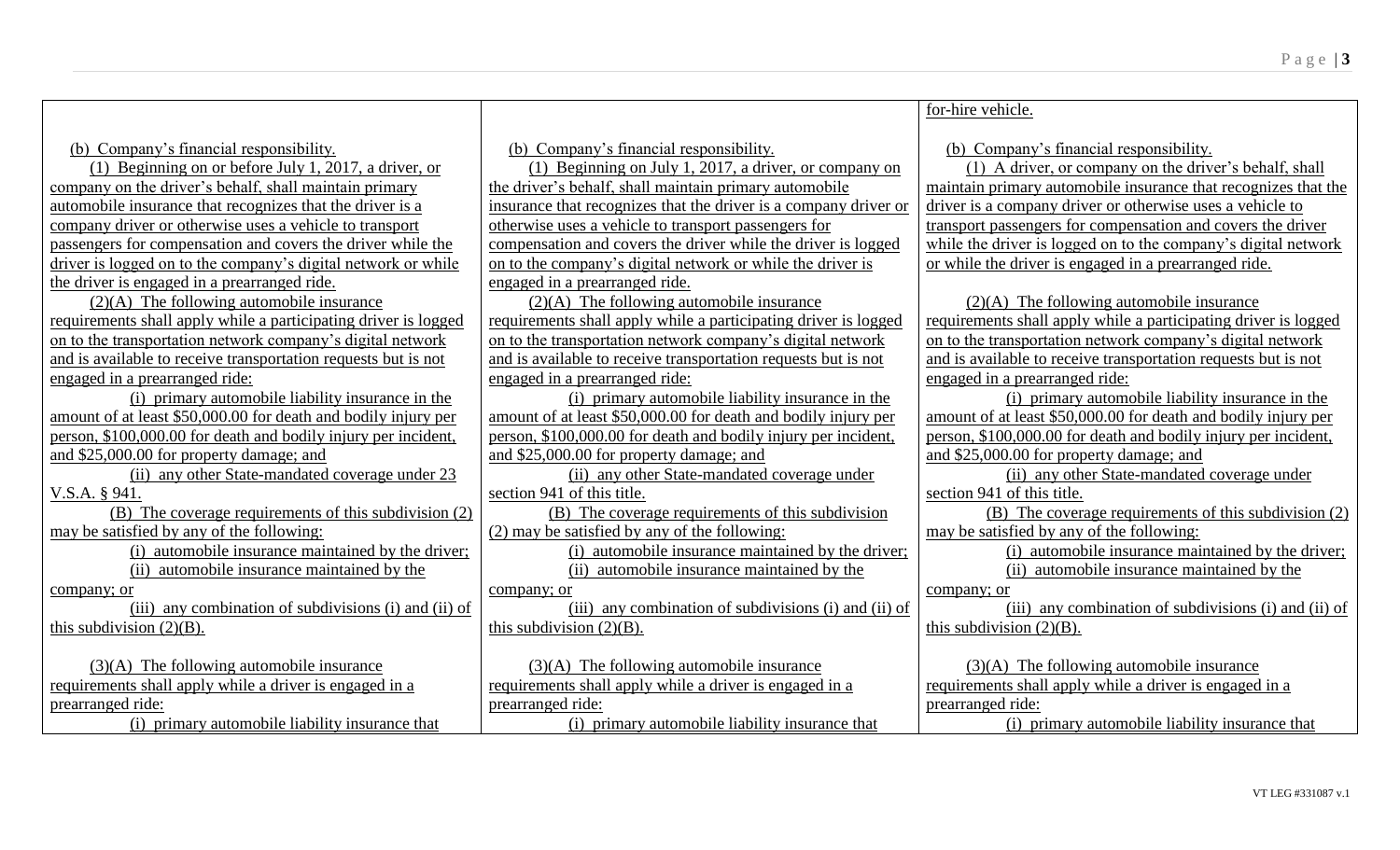| | | |
|---|---|---|
| | | for-hire vehicle. |
| (b) Company's financial responsibility.<br>(1) Beginning on or before July 1, 2017, a driver, or company on the driver's behalf, shall maintain primary automobile insurance that recognizes that the driver is a company driver or otherwise uses a vehicle to transport passengers for compensation and covers the driver while the driver is logged on to the company's digital network or while the driver is engaged in a prearranged ride.<br>(2)(A) The following automobile insurance requirements shall apply while a participating driver is logged on to the transportation network company's digital network and is available to receive transportation requests but is not engaged in a prearranged ride:<br>(i) primary automobile liability insurance in the amount of at least $50,000.00 for death and bodily injury per person, $100,000.00 for death and bodily injury per incident, and $25,000.00 for property damage; and<br>(ii) any other State-mandated coverage under 23 V.S.A. § 941.<br>(B) The coverage requirements of this subdivision (2) may be satisfied by any of the following:<br>(i) automobile insurance maintained by the driver;<br>(ii) automobile insurance maintained by the company; or<br>(iii) any combination of subdivisions (i) and (ii) of this subdivision (2)(B).<br><br>(3)(A) The following automobile insurance requirements shall apply while a driver is engaged in a prearranged ride:<br>(i) primary automobile liability insurance that | (b) Company's financial responsibility.<br>(1) Beginning on July 1, 2017, a driver, or company on the driver's behalf, shall maintain primary automobile insurance that recognizes that the driver is a company driver or otherwise uses a vehicle to transport passengers for compensation and covers the driver while the driver is logged on to the company's digital network or while the driver is engaged in a prearranged ride.<br>(2)(A) The following automobile insurance requirements shall apply while a participating driver is logged on to the transportation network company's digital network and is available to receive transportation requests but is not engaged in a prearranged ride:<br>(i) primary automobile liability insurance in the amount of at least $50,000.00 for death and bodily injury per person, $100,000.00 for death and bodily injury per incident, and $25,000.00 for property damage; and<br>(ii) any other State-mandated coverage under section 941 of this title.<br>(B) The coverage requirements of this subdivision (2) may be satisfied by any of the following:<br>(i) automobile insurance maintained by the driver;<br>(ii) automobile insurance maintained by the company; or<br>(iii) any combination of subdivisions (i) and (ii) of this subdivision (2)(B).<br><br>(3)(A) The following automobile insurance requirements shall apply while a driver is engaged in a prearranged ride:<br>(i) primary automobile liability insurance that | (b) Company's financial responsibility.<br>(1) A driver, or company on the driver's behalf, shall maintain primary automobile insurance that recognizes that the driver is a company driver or otherwise uses a vehicle to transport passengers for compensation and covers the driver while the driver is logged on to the company's digital network or while the driver is engaged in a prearranged ride.<br><br>(2)(A) The following automobile insurance requirements shall apply while a participating driver is logged on to the transportation network company's digital network and is available to receive transportation requests but is not engaged in a prearranged ride:<br>(i) primary automobile liability insurance in the amount of at least $50,000.00 for death and bodily injury per person, $100,000.00 for death and bodily injury per incident, and $25,000.00 for property damage; and<br>(ii) any other State-mandated coverage under section 941 of this title.<br>(B) The coverage requirements of this subdivision (2) may be satisfied by any of the following:<br>(i) automobile insurance maintained by the driver;<br>(ii) automobile insurance maintained by the company; or<br>(iii) any combination of subdivisions (i) and (ii) of this subdivision (2)(B).<br><br>(3)(A) The following automobile insurance requirements shall apply while a driver is engaged in a prearranged ride:<br>(i) primary automobile liability insurance that |

VT LEG #331087 v.1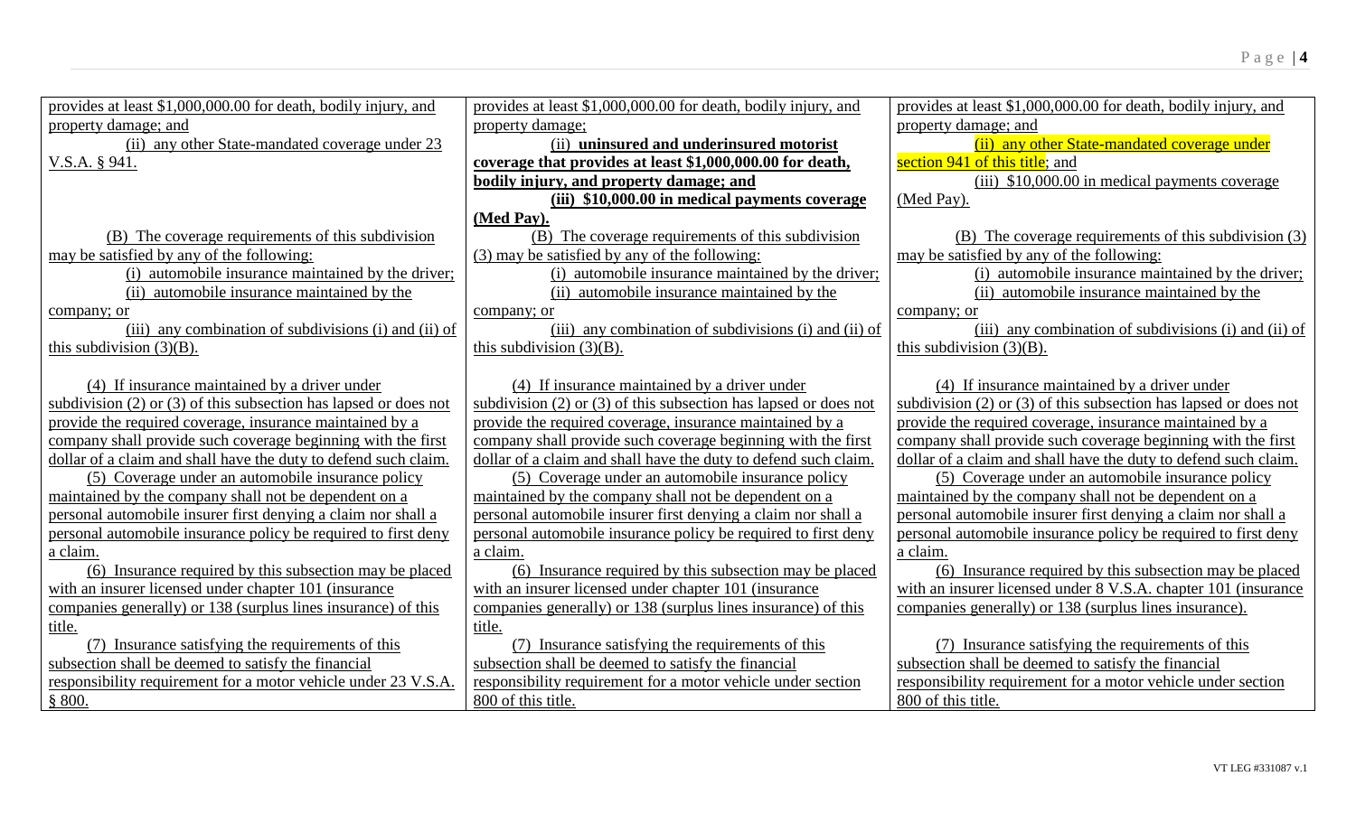| | | |
|---|---|---|
| provides at least $1,000,000.00 for death, bodily injury, and property damage; and<br>(ii) any other State-mandated coverage under 23 V.S.A. § 941. | provides at least $1,000,000.00 for death, bodily injury, and property damage;<br>(ii) **uninsured and underinsured motorist coverage that provides at least $1,000,000.00 for death, bodily injury, and property damage; and**<br>**(iii) $10,000.00 in medical payments coverage (Med Pay).** | provides at least $1,000,000.00 for death, bodily injury, and property damage; and<br>(ii) any other State-mandated coverage under section 941 of this title; and<br>(iii) $10,000.00 in medical payments coverage (Med Pay). |
| (B) The coverage requirements of this subdivision may be satisfied by any of the following:<br>(i) automobile insurance maintained by the driver;<br>(ii) automobile insurance maintained by the company; or<br>(iii) any combination of subdivisions (i) and (ii) of this subdivision (3)(B). | (B) The coverage requirements of this subdivision (3) may be satisfied by any of the following:<br>(i) automobile insurance maintained by the driver;<br>(ii) automobile insurance maintained by the company; or<br>(iii) any combination of subdivisions (i) and (ii) of this subdivision (3)(B). | (B) The coverage requirements of this subdivision (3) may be satisfied by any of the following:<br>(i) automobile insurance maintained by the driver;<br>(ii) automobile insurance maintained by the company; or<br>(iii) any combination of subdivisions (i) and (ii) of this subdivision (3)(B). |
| (4) If insurance maintained by a driver under subdivision (2) or (3) of this subsection has lapsed or does not provide the required coverage, insurance maintained by a company shall provide such coverage beginning with the first dollar of a claim and shall have the duty to defend such claim.<br>(5) Coverage under an automobile insurance policy maintained by the company shall not be dependent on a personal automobile insurer first denying a claim nor shall a personal automobile insurance policy be required to first deny a claim.<br>(6) Insurance required by this subsection may be placed with an insurer licensed under chapter 101 (insurance companies generally) or 138 (surplus lines insurance) of this title.<br>(7) Insurance satisfying the requirements of this subsection shall be deemed to satisfy the financial responsibility requirement for a motor vehicle under 23 V.S.A. § 800. | (4) If insurance maintained by a driver under subdivision (2) or (3) of this subsection has lapsed or does not provide the required coverage, insurance maintained by a company shall provide such coverage beginning with the first dollar of a claim and shall have the duty to defend such claim.<br>(5) Coverage under an automobile insurance policy maintained by the company shall not be dependent on a personal automobile insurer first denying a claim nor shall a personal automobile insurance policy be required to first deny a claim.<br>(6) Insurance required by this subsection may be placed with an insurer licensed under chapter 101 (insurance companies generally) or 138 (surplus lines insurance) of this title.<br>(7) Insurance satisfying the requirements of this subsection shall be deemed to satisfy the financial responsibility requirement for a motor vehicle under section 800 of this title. | (4) If insurance maintained by a driver under subdivision (2) or (3) of this subsection has lapsed or does not provide the required coverage, insurance maintained by a company shall provide such coverage beginning with the first dollar of a claim and shall have the duty to defend such claim.<br>(5) Coverage under an automobile insurance policy maintained by the company shall not be dependent on a personal automobile insurer first denying a claim nor shall a personal automobile insurance policy be required to first deny a claim.<br>(6) Insurance required by this subsection may be placed with an insurer licensed under 8 V.S.A. chapter 101 (insurance companies generally) or 138 (surplus lines insurance).<br>(7) Insurance satisfying the requirements of this subsection shall be deemed to satisfy the financial responsibility requirement for a motor vehicle under section 800 of this title. |

VT LEG #331087 v.1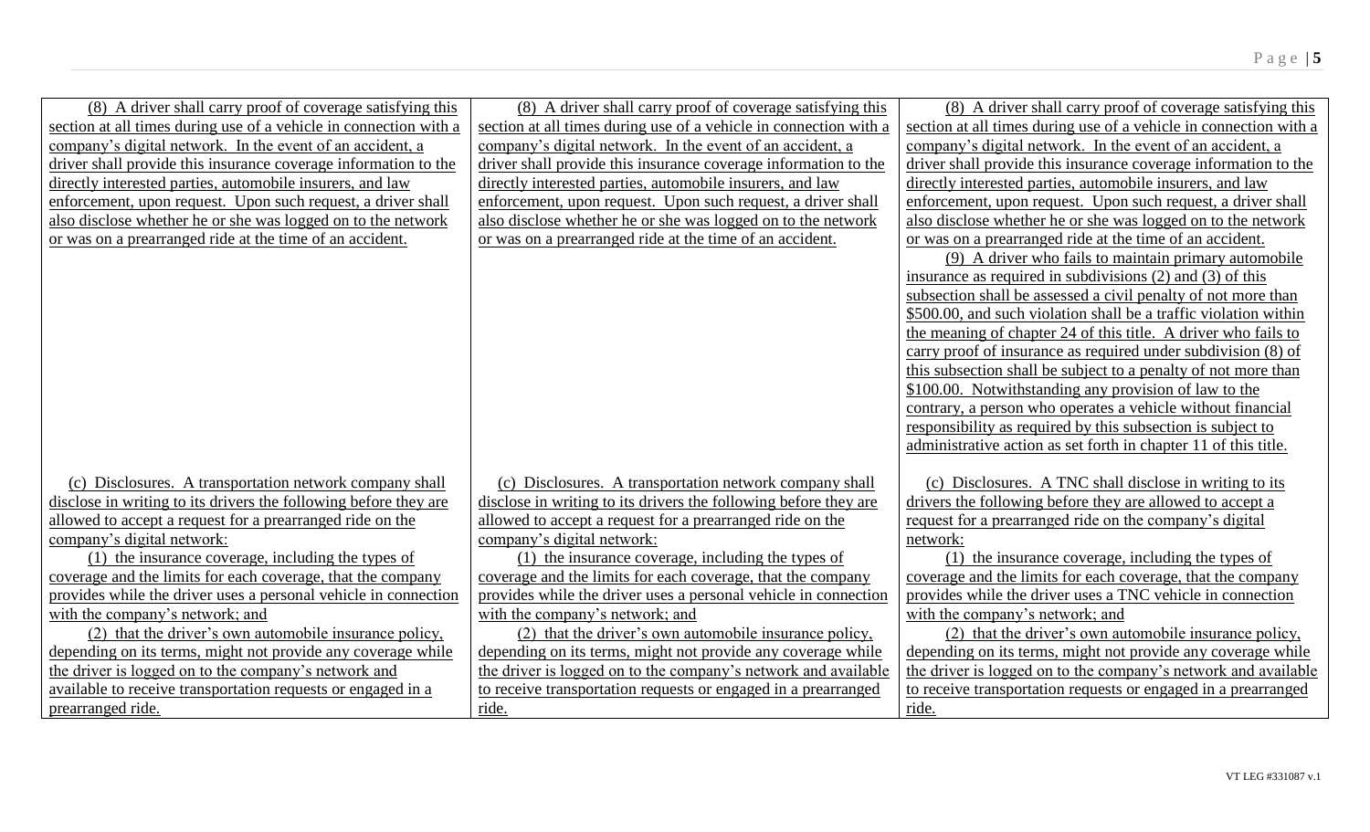| | | |
|---|---|---|
| (8) A driver shall carry proof of coverage satisfying this section at all times during use of a vehicle in connection with a company's digital network. In the event of an accident, a driver shall provide this insurance coverage information to the directly interested parties, automobile insurers, and law enforcement, upon request. Upon such request, a driver shall also disclose whether he or she was logged on to the network or was on a prearranged ride at the time of an accident. | (8) A driver shall carry proof of coverage satisfying this section at all times during use of a vehicle in connection with a company's digital network. In the event of an accident, a driver shall provide this insurance coverage information to the directly interested parties, automobile insurers, and law enforcement, upon request. Upon such request, a driver shall also disclose whether he or she was logged on to the network or was on a prearranged ride at the time of an accident. | (8) A driver shall carry proof of coverage satisfying this section at all times during use of a vehicle in connection with a company's digital network. In the event of an accident, a driver shall provide this insurance coverage information to the directly interested parties, automobile insurers, and law enforcement, upon request. Upon such request, a driver shall also disclose whether he or she was logged on to the network or was on a prearranged ride at the time of an accident.<br>(9) A driver who fails to maintain primary automobile insurance as required in subdivisions (2) and (3) of this subsection shall be assessed a civil penalty of not more than $500.00, and such violation shall be a traffic violation within the meaning of chapter 24 of this title. A driver who fails to carry proof of insurance as required under subdivision (8) of this subsection shall be subject to a penalty of not more than $100.00. Notwithstanding any provision of law to the contrary, a person who operates a vehicle without financial responsibility as required by this subsection is subject to administrative action as set forth in chapter 11 of this title. |
| (c) Disclosures. A transportation network company shall disclose in writing to its drivers the following before they are allowed to accept a request for a prearranged ride on the company's digital network:<br>(1) the insurance coverage, including the types of coverage and the limits for each coverage, that the company provides while the driver uses a personal vehicle in connection with the company's network; and<br>(2) that the driver's own automobile insurance policy, depending on its terms, might not provide any coverage while the driver is logged on to the company's network and available to receive transportation requests or engaged in a prearranged ride. | (c) Disclosures. A transportation network company shall disclose in writing to its drivers the following before they are allowed to accept a request for a prearranged ride on the company's digital network:<br>(1) the insurance coverage, including the types of coverage and the limits for each coverage, that the company provides while the driver uses a personal vehicle in connection with the company's network; and<br>(2) that the driver's own automobile insurance policy, depending on its terms, might not provide any coverage while the driver is logged on to the company's network and available to receive transportation requests or engaged in a prearranged ride. | (c) Disclosures. A TNC shall disclose in writing to its drivers the following before they are allowed to accept a request for a prearranged ride on the company's digital network:<br>(1) the insurance coverage, including the types of coverage and the limits for each coverage, that the company provides while the driver uses a TNC vehicle in connection with the company's network; and<br>(2) that the driver's own automobile insurance policy, depending on its terms, might not provide any coverage while the driver is logged on to the company's network and available to receive transportation requests or engaged in a prearranged ride. |

VT LEG #331087 v.1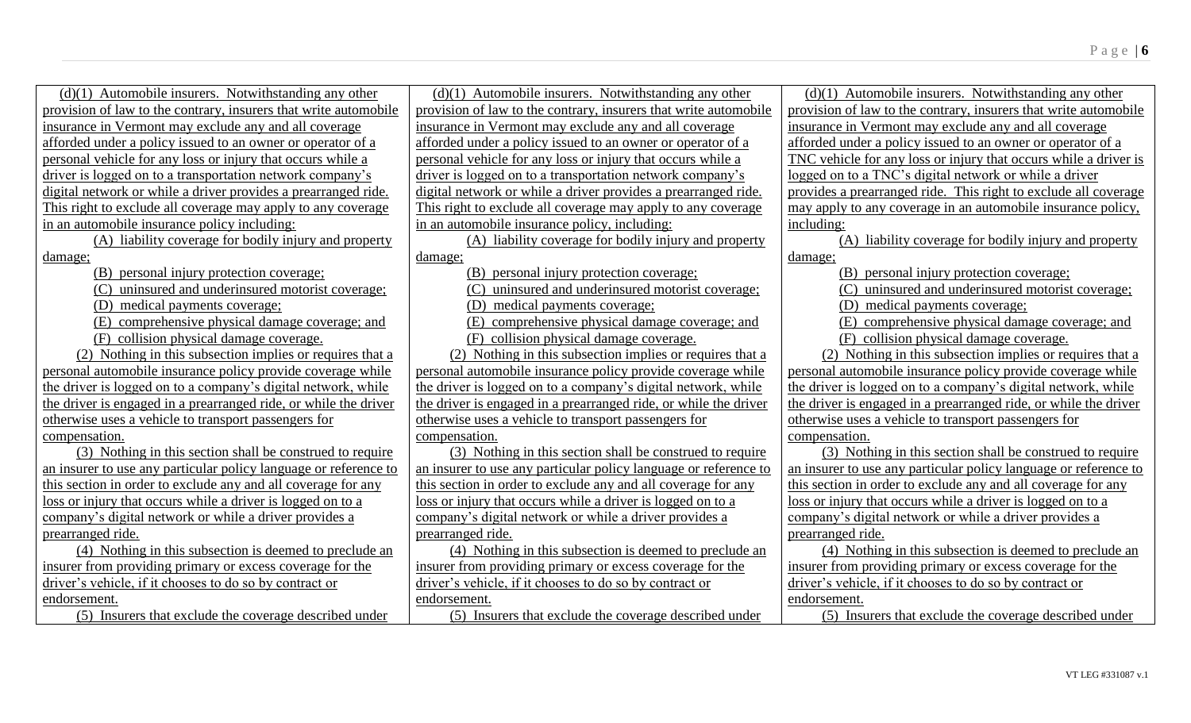| | | |
|---|---|---|
| (d)(1) Automobile insurers. Notwithstanding any other provision of law to the contrary, insurers that write automobile insurance in Vermont may exclude any and all coverage afforded under a policy issued to an owner or operator of a personal vehicle for any loss or injury that occurs while a driver is logged on to a transportation network company's digital network or while a driver provides a prearranged ride. This right to exclude all coverage may apply to any coverage in an automobile insurance policy including:<br>(A) liability coverage for bodily injury and property damage;<br>(B) personal injury protection coverage;<br>(C) uninsured and underinsured motorist coverage;<br>(D) medical payments coverage;<br>(E) comprehensive physical damage coverage; and<br>(F) collision physical damage coverage.<br>(2) Nothing in this subsection implies or requires that a personal automobile insurance policy provide coverage while the driver is logged on to a company's digital network, while the driver is engaged in a prearranged ride, or while the driver otherwise uses a vehicle to transport passengers for compensation.<br>(3) Nothing in this section shall be construed to require an insurer to use any particular policy language or reference to this section in order to exclude any and all coverage for any loss or injury that occurs while a driver is logged on to a company's digital network or while a driver provides a prearranged ride.<br>(4) Nothing in this subsection is deemed to preclude an insurer from providing primary or excess coverage for the driver's vehicle, if it chooses to do so by contract or endorsement.<br>(5) Insurers that exclude the coverage described under | (d)(1) Automobile insurers. Notwithstanding any other provision of law to the contrary, insurers that write automobile insurance in Vermont may exclude any and all coverage afforded under a policy issued to an owner or operator of a personal vehicle for any loss or injury that occurs while a driver is logged on to a transportation network company's digital network or while a driver provides a prearranged ride. This right to exclude all coverage may apply to any coverage in an automobile insurance policy, including:<br>(A) liability coverage for bodily injury and property damage;<br>(B) personal injury protection coverage;<br>(C) uninsured and underinsured motorist coverage;<br>(D) medical payments coverage;<br>(E) comprehensive physical damage coverage; and<br>(F) collision physical damage coverage.<br>(2) Nothing in this subsection implies or requires that a personal automobile insurance policy provide coverage while the driver is logged on to a company's digital network, while the driver is engaged in a prearranged ride, or while the driver otherwise uses a vehicle to transport passengers for compensation.<br>(3) Nothing in this section shall be construed to require an insurer to use any particular policy language or reference to this section in order to exclude any and all coverage for any loss or injury that occurs while a driver is logged on to a company's digital network or while a driver provides a prearranged ride.<br>(4) Nothing in this subsection is deemed to preclude an insurer from providing primary or excess coverage for the driver's vehicle, if it chooses to do so by contract or endorsement.<br>(5) Insurers that exclude the coverage described under | (d)(1) Automobile insurers. Notwithstanding any other provision of law to the contrary, insurers that write automobile insurance in Vermont may exclude any and all coverage afforded under a policy issued to an owner or operator of a TNC vehicle for any loss or injury that occurs while a driver is logged on to a TNC's digital network or while a driver provides a prearranged ride. This right to exclude all coverage may apply to any coverage in an automobile insurance policy, including:<br>(A) liability coverage for bodily injury and property damage;<br>(B) personal injury protection coverage;<br>(C) uninsured and underinsured motorist coverage;<br>(D) medical payments coverage;<br>(E) comprehensive physical damage coverage; and<br>(F) collision physical damage coverage.<br>(2) Nothing in this subsection implies or requires that a personal automobile insurance policy provide coverage while the driver is logged on to a company's digital network, while the driver is engaged in a prearranged ride, or while the driver otherwise uses a vehicle to transport passengers for compensation.<br>(3) Nothing in this section shall be construed to require an insurer to use any particular policy language or reference to this section in order to exclude any and all coverage for any loss or injury that occurs while a driver is logged on to a company's digital network or while a driver provides a prearranged ride.<br>(4) Nothing in this subsection is deemed to preclude an insurer from providing primary or excess coverage for the driver's vehicle, if it chooses to do so by contract or endorsement.<br>(5) Insurers that exclude the coverage described under |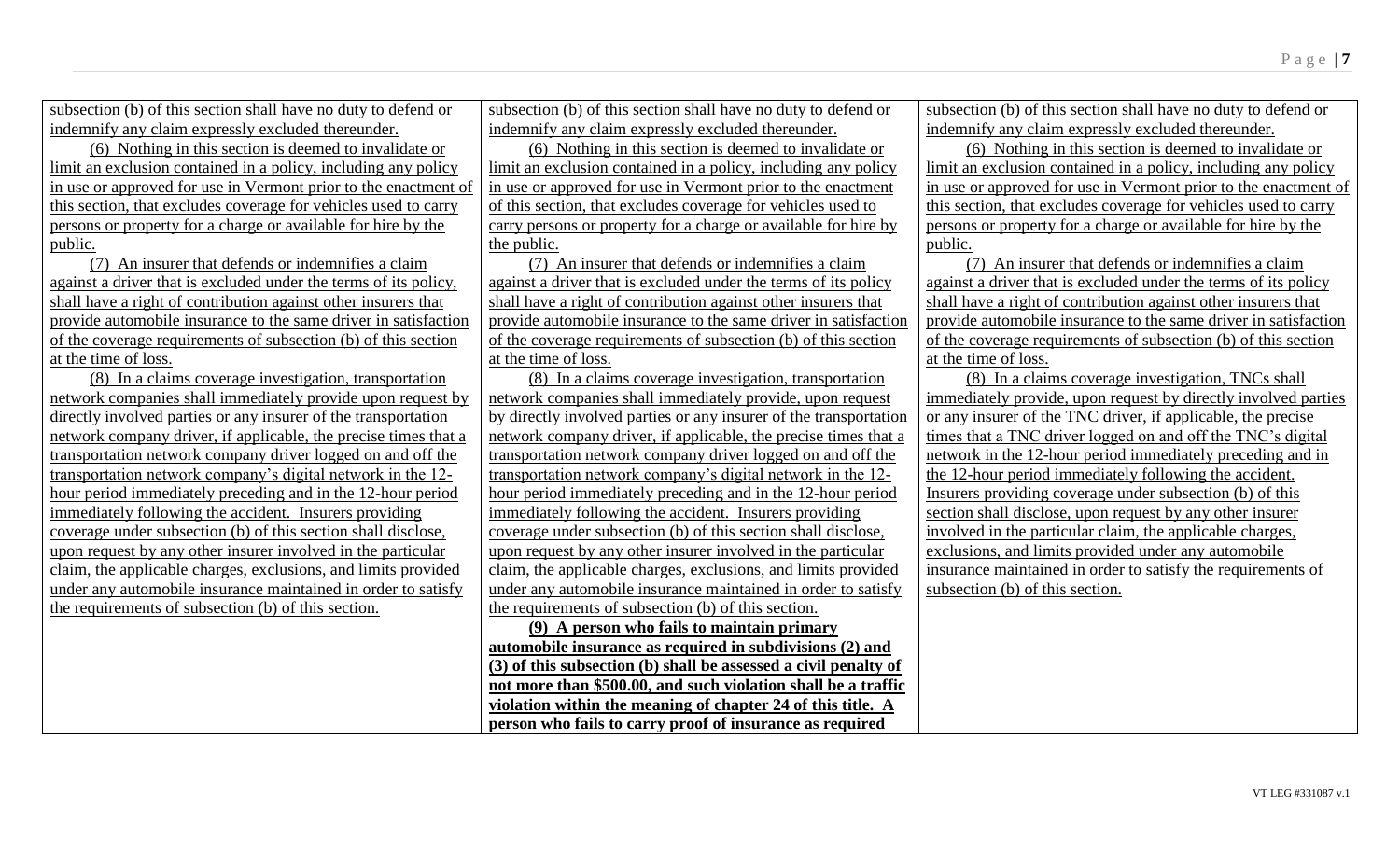| | | |
|---|---|---|
| subsection (b) of this section shall have no duty to defend or indemnify any claim expressly excluded thereunder.<br><br>(6) Nothing in this section is deemed to invalidate or limit an exclusion contained in a policy, including any policy in use or approved for use in Vermont prior to the enactment of this section, that excludes coverage for vehicles used to carry persons or property for a charge or available for hire by the public.<br><br>(7) An insurer that defends or indemnifies a claim against a driver that is excluded under the terms of its policy, shall have a right of contribution against other insurers that provide automobile insurance to the same driver in satisfaction of the coverage requirements of subsection (b) of this section at the time of loss.<br><br>(8) In a claims coverage investigation, transportation network companies shall immediately provide upon request by directly involved parties or any insurer of the transportation network company driver, if applicable, the precise times that a transportation network company driver logged on and off the transportation network company's digital network in the 12-hour period immediately preceding and in the 12-hour period immediately following the accident. Insurers providing coverage under subsection (b) of this section shall disclose, upon request by any other insurer involved in the particular claim, the applicable charges, exclusions, and limits provided under any automobile insurance maintained in order to satisfy the requirements of subsection (b) of this section. | subsection (b) of this section shall have no duty to defend or indemnify any claim expressly excluded thereunder.<br><br>(6) Nothing in this section is deemed to invalidate or limit an exclusion contained in a policy, including any policy in use or approved for use in Vermont prior to the enactment of this section, that excludes coverage for vehicles used to carry persons or property for a charge or available for hire by the public.<br><br>(7) An insurer that defends or indemnifies a claim against a driver that is excluded under the terms of its policy shall have a right of contribution against other insurers that provide automobile insurance to the same driver in satisfaction of the coverage requirements of subsection (b) of this section at the time of loss.<br><br>(8) In a claims coverage investigation, transportation network companies shall immediately provide, upon request by directly involved parties or any insurer of the transportation network company driver, if applicable, the precise times that a transportation network company driver logged on and off the transportation network company's digital network in the 12-hour period immediately preceding and in the 12-hour period immediately following the accident. Insurers providing coverage under subsection (b) of this section shall disclose, upon request by any other insurer involved in the particular claim, the applicable charges, exclusions, and limits provided under any automobile insurance maintained in order to satisfy the requirements of subsection (b) of this section.<br><br>**(9) A person who fails to maintain primary automobile insurance as required in subdivisions (2) and (3) of this subsection (b) shall be assessed a civil penalty of not more than $500.00, and such violation shall be a traffic violation within the meaning of chapter 24 of this title. A person who fails to carry proof of insurance as required** | subsection (b) of this section shall have no duty to defend or indemnify any claim expressly excluded thereunder.<br><br>(6) Nothing in this section is deemed to invalidate or limit an exclusion contained in a policy, including any policy in use or approved for use in Vermont prior to the enactment of this section, that excludes coverage for vehicles used to carry persons or property for a charge or available for hire by the public.<br><br>(7) An insurer that defends or indemnifies a claim against a driver that is excluded under the terms of its policy shall have a right of contribution against other insurers that provide automobile insurance to the same driver in satisfaction of the coverage requirements of subsection (b) of this section at the time of loss.<br><br>(8) In a claims coverage investigation, TNCs shall immediately provide, upon request by directly involved parties or any insurer of the TNC driver, if applicable, the precise times that a TNC driver logged on and off the TNC's digital network in the 12-hour period immediately preceding and in the 12-hour period immediately following the accident. Insurers providing coverage under subsection (b) of this section shall disclose, upon request by any other insurer involved in the particular claim, the applicable charges, exclusions, and limits provided under any automobile insurance maintained in order to satisfy the requirements of subsection (b) of this section. |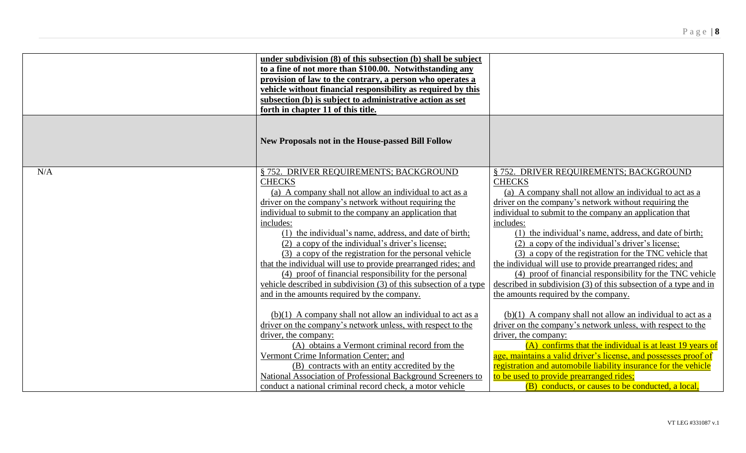| | | |
|---|---|---|
| | under subdivision (8) of this subsection (b) shall be subject to a fine of not more than $100.00. Notwithstanding any provision of law to the contrary, a person who operates a vehicle without financial responsibility as required by this subsection (b) is subject to administrative action as set forth in chapter 11 of this title. | |
| | **New Proposals not in the House-passed Bill Follow** | |
| N/A | § 752. DRIVER REQUIREMENTS; BACKGROUND CHECKS<br>(a) A company shall not allow an individual to act as a driver on the company's network without requiring the individual to submit to the company an application that includes:<br>(1) the individual's name, address, and date of birth;<br>(2) a copy of the individual's driver's license;<br>(3) a copy of the registration for the personal vehicle that the individual will use to provide prearranged rides; and<br>(4) proof of financial responsibility for the personal vehicle described in subdivision (3) of this subsection of a type and in the amounts required by the company.<br><br>(b)(1) A company shall not allow an individual to act as a driver on the company's network unless, with respect to the driver, the company:<br>(A) obtains a Vermont criminal record from the Vermont Crime Information Center; and<br>(B) contracts with an entity accredited by the National Association of Professional Background Screeners to conduct a national criminal record check, a motor vehicle | § 752. DRIVER REQUIREMENTS; BACKGROUND CHECKS<br>(a) A company shall not allow an individual to act as a driver on the company's network without requiring the individual to submit to the company an application that includes:<br>(1) the individual's name, address, and date of birth;<br>(2) a copy of the individual's driver's license;<br>(3) a copy of the registration for the TNC vehicle that the individual will use to provide prearranged rides; and<br>(4) proof of financial responsibility for the TNC vehicle described in subdivision (3) of this subsection of a type and in the amounts required by the company.<br><br>(b)(1) A company shall not allow an individual to act as a driver on the company's network unless, with respect to the driver, the company:<br>(A) confirms that the individual is at least 19 years of age, maintains a valid driver's license, and possesses proof of registration and automobile liability insurance for the vehicle to be used to provide prearranged rides;<br>(B) conducts, or causes to be conducted, a local, |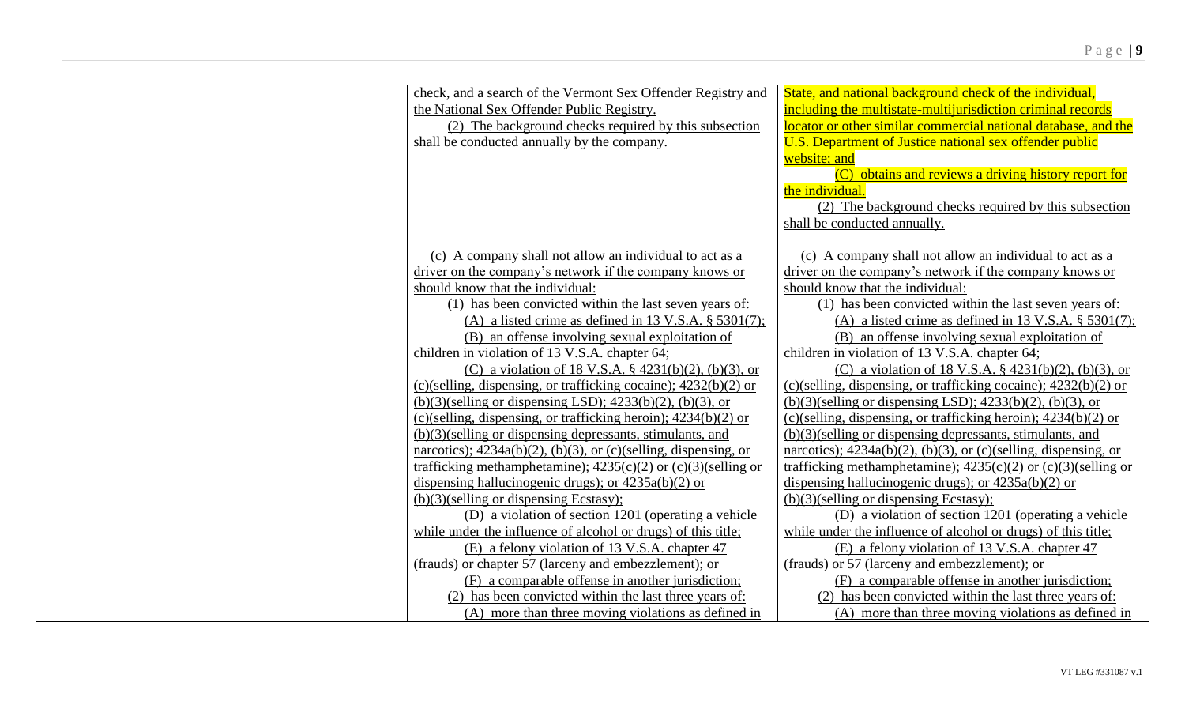| | | |
|---|---|---|
| | check, and a search of the Vermont Sex Offender Registry and the National Sex Offender Public Registry.<br><br>(2) The background checks required by this subsection shall be conducted annually by the company. | State, and national background check of the individual, including the multistate-multijurisdiction criminal records locator or other similar commercial national database, and the U.S. Department of Justice national sex offender public website; and<br><br>(C) obtains and reviews a driving history report for the individual.<br><br>(2) The background checks required by this subsection shall be conducted annually. |
| | (c) A company shall not allow an individual to act as a driver on the company's network if the company knows or should know that the individual:<br><br>(1) has been convicted within the last seven years of:<br><br>(A) a listed crime as defined in 13 V.S.A. § 5301(7);<br><br>(B) an offense involving sexual exploitation of children in violation of 13 V.S.A. chapter 64;<br><br>(C) a violation of 18 V.S.A. § 4231(b)(2), (b)(3), or (c)(selling, dispensing, or trafficking cocaine); 4232(b)(2) or (b)(3)(selling or dispensing LSD); 4233(b)(2), (b)(3), or (c)(selling, dispensing, or trafficking heroin); 4234(b)(2) or (b)(3)(selling or dispensing depressants, stimulants, and narcotics); 4234a(b)(2), (b)(3), or (c)(selling, dispensing, or trafficking methamphetamine); 4235(c)(2) or (c)(3)(selling or dispensing hallucinogenic drugs); or 4235a(b)(2) or (b)(3)(selling or dispensing Ecstasy);<br><br>(D) a violation of section 1201 (operating a vehicle while under the influence of alcohol or drugs) of this title;<br><br>(E) a felony violation of 13 V.S.A. chapter 47 (frauds) or chapter 57 (larceny and embezzlement); or<br><br>(F) a comparable offense in another jurisdiction;<br><br>(2) has been convicted within the last three years of:<br><br>(A) more than three moving violations as defined in | (c) A company shall not allow an individual to act as a driver on the company's network if the company knows or should know that the individual:<br><br>(1) has been convicted within the last seven years of:<br><br>(A) a listed crime as defined in 13 V.S.A. § 5301(7);<br><br>(B) an offense involving sexual exploitation of children in violation of 13 V.S.A. chapter 64;<br><br>(C) a violation of 18 V.S.A. § 4231(b)(2), (b)(3), or (c)(selling, dispensing, or trafficking cocaine); 4232(b)(2) or (b)(3)(selling or dispensing LSD); 4233(b)(2), (b)(3), or (c)(selling, dispensing, or trafficking heroin); 4234(b)(2) or (b)(3)(selling or dispensing depressants, stimulants, and narcotics); 4234a(b)(2), (b)(3), or (c)(selling, dispensing, or trafficking methamphetamine); 4235(c)(2) or (c)(3)(selling or dispensing hallucinogenic drugs); or 4235a(b)(2) or (b)(3)(selling or dispensing Ecstasy);<br><br>(D) a violation of section 1201 (operating a vehicle while under the influence of alcohol or drugs) of this title;<br><br>(E) a felony violation of 13 V.S.A. chapter 47 (frauds) or 57 (larceny and embezzlement); or<br><br>(F) a comparable offense in another jurisdiction;<br><br>(2) has been convicted within the last three years of:<br><br>(A) more than three moving violations as defined in |

VT LEG #331087 v.1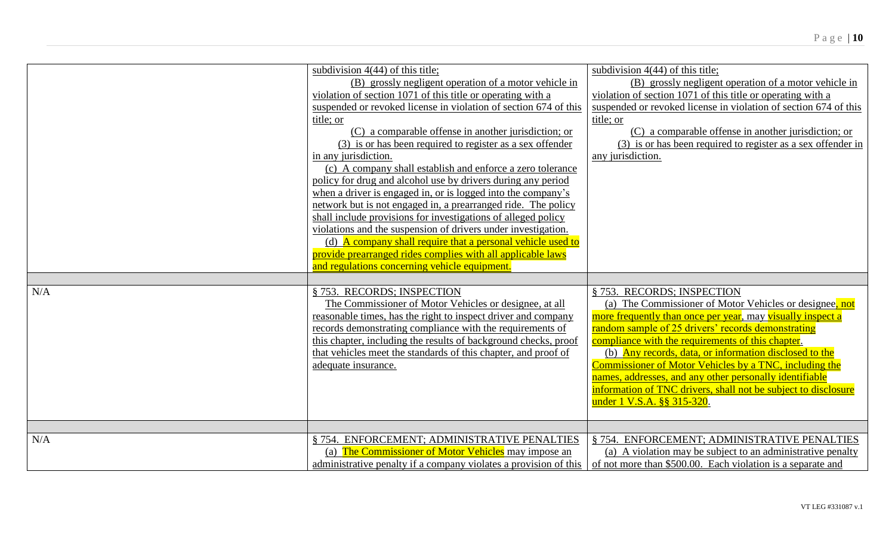| | | |
|---|---|---|
| | subdivision 4(44) of this title;<br>(B) grossly negligent operation of a motor vehicle in violation of section 1071 of this title or operating with a suspended or revoked license in violation of section 674 of this title; or<br>(C) a comparable offense in another jurisdiction; or<br>(3) is or has been required to register as a sex offender in any jurisdiction.<br>(c) A company shall establish and enforce a zero tolerance policy for drug and alcohol use by drivers during any period when a driver is engaged in, or is logged into the company's network but is not engaged in, a prearranged ride. The policy shall include provisions for investigations of alleged policy violations and the suspension of drivers under investigation.<br>(d) A company shall require that a personal vehicle used to provide prearranged rides complies with all applicable laws and regulations concerning vehicle equipment. | subdivision 4(44) of this title;<br>(B) grossly negligent operation of a motor vehicle in violation of section 1071 of this title or operating with a suspended or revoked license in violation of section 674 of this title; or<br>(C) a comparable offense in another jurisdiction; or<br>(3) is or has been required to register as a sex offender in any jurisdiction. |
| | | |
| N/A | § 753. RECORDS; INSPECTION<br>The Commissioner of Motor Vehicles or designee, at all reasonable times, has the right to inspect driver and company records demonstrating compliance with the requirements of this chapter, including the results of background checks, proof that vehicles meet the standards of this chapter, and proof of adequate insurance. | § 753. RECORDS; INSPECTION<br>(a) The Commissioner of Motor Vehicles or designee, not more frequently than once per year, may visually inspect a random sample of 25 drivers' records demonstrating compliance with the requirements of this chapter.<br>(b) Any records, data, or information disclosed to the Commissioner of Motor Vehicles by a TNC, including the names, addresses, and any other personally identifiable information of TNC drivers, shall not be subject to disclosure under 1 V.S.A. §§ 315-320. |
| | | |
| N/A | § 754. ENFORCEMENT; ADMINISTRATIVE PENALTIES<br>(a) The Commissioner of Motor Vehicles may impose an administrative penalty if a company violates a provision of this | § 754. ENFORCEMENT; ADMINISTRATIVE PENALTIES<br>(a) A violation may be subject to an administrative penalty of not more than $500.00. Each violation is a separate and |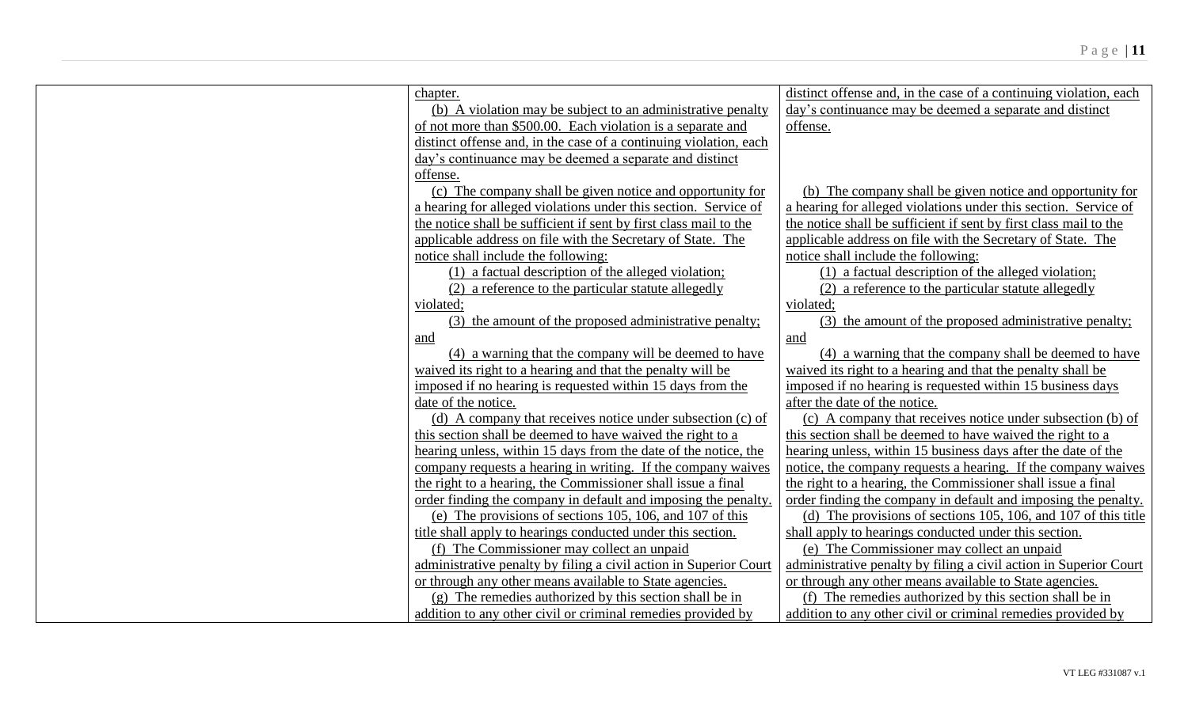| | | |
|---|---|---|
| | chapter.<br>(b) A violation may be subject to an administrative penalty of not more than \$500.00. Each violation is a separate and distinct offense and, in the case of a continuing violation, each day's continuance may be deemed a separate and distinct offense. | distinct offense and, in the case of a continuing violation, each day's continuance may be deemed a separate and distinct offense. |
| | (c) The company shall be given notice and opportunity for a hearing for alleged violations under this section. Service of the notice shall be sufficient if sent by first class mail to the applicable address on file with the Secretary of State. The notice shall include the following:<br>(1) a factual description of the alleged violation;<br>(2) a reference to the particular statute allegedly violated;<br>(3) the amount of the proposed administrative penalty; and<br>(4) a warning that the company will be deemed to have waived its right to a hearing and that the penalty will be imposed if no hearing is requested within 15 days from the date of the notice. | (b) The company shall be given notice and opportunity for a hearing for alleged violations under this section. Service of the notice shall be sufficient if sent by first class mail to the applicable address on file with the Secretary of State. The notice shall include the following:<br>(1) a factual description of the alleged violation;<br>(2) a reference to the particular statute allegedly violated;<br>(3) the amount of the proposed administrative penalty; and<br>(4) a warning that the company shall be deemed to have waived its right to a hearing and that the penalty shall be imposed if no hearing is requested within 15 business days after the date of the notice. |
| | (d) A company that receives notice under subsection (c) of this section shall be deemed to have waived the right to a hearing unless, within 15 days from the date of the notice, the company requests a hearing in writing. If the company waives the right to a hearing, the Commissioner shall issue a final order finding the company in default and imposing the penalty. | (c) A company that receives notice under subsection (b) of this section shall be deemed to have waived the right to a hearing unless, within 15 business days after the date of the notice, the company requests a hearing. If the company waives the right to a hearing, the Commissioner shall issue a final order finding the company in default and imposing the penalty. |
| | (e) The provisions of sections 105, 106, and 107 of this title shall apply to hearings conducted under this section. | (d) The provisions of sections 105, 106, and 107 of this title shall apply to hearings conducted under this section. |
| | (f) The Commissioner may collect an unpaid administrative penalty by filing a civil action in Superior Court or through any other means available to State agencies. | (e) The Commissioner may collect an unpaid administrative penalty by filing a civil action in Superior Court or through any other means available to State agencies. |
| | (g) The remedies authorized by this section shall be in addition to any other civil or criminal remedies provided by | (f) The remedies authorized by this section shall be in addition to any other civil or criminal remedies provided by |

VT LEG #331087 v.1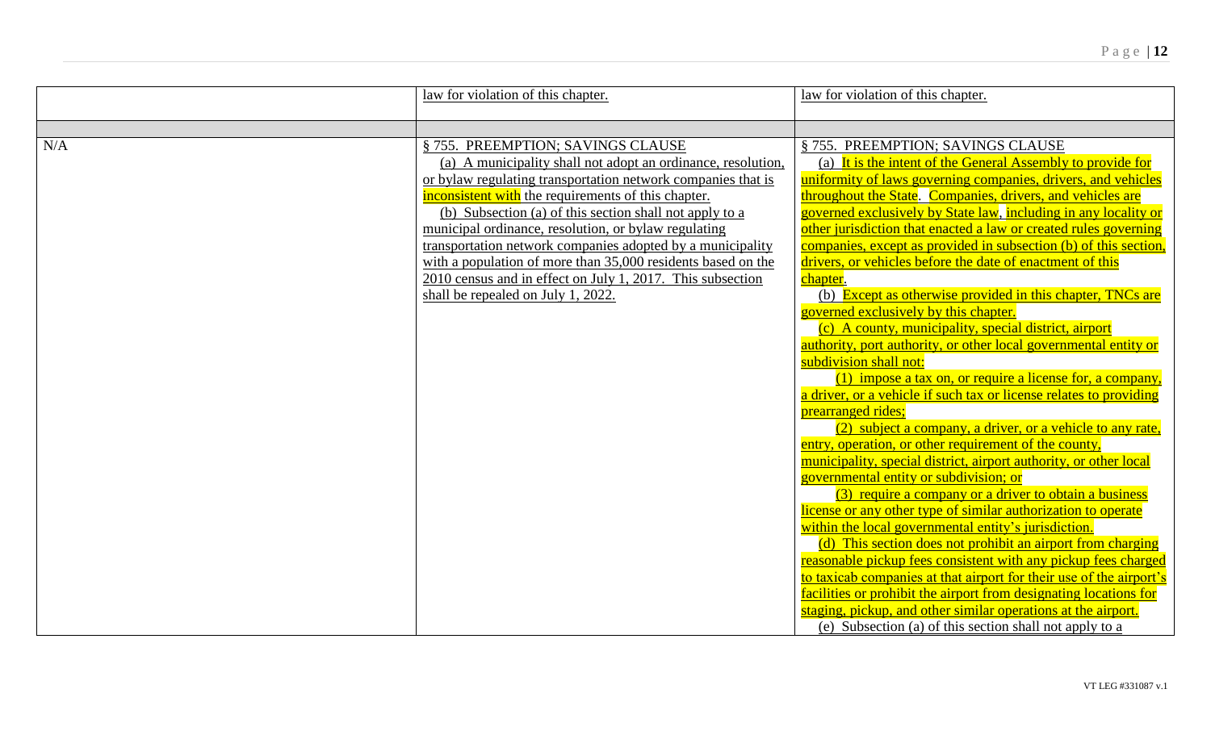| | | |
|---|---|---|
| | law for violation of this chapter. | law for violation of this chapter. |
| | | |
| N/A | § 755. PREEMPTION; SAVINGS CLAUSE<br>(a) A municipality shall not adopt an ordinance, resolution, or bylaw regulating transportation network companies that is inconsistent with the requirements of this chapter.<br>(b) Subsection (a) of this section shall not apply to a municipal ordinance, resolution, or bylaw regulating transportation network companies adopted by a municipality with a population of more than 35,000 residents based on the 2010 census and in effect on July 1, 2017. This subsection shall be repealed on July 1, 2022. | § 755. PREEMPTION; SAVINGS CLAUSE<br>(a) It is the intent of the General Assembly to provide for uniformity of laws governing companies, drivers, and vehicles throughout the State. Companies, drivers, and vehicles are governed exclusively by State law, including in any locality or other jurisdiction that enacted a law or created rules governing companies, except as provided in subsection (b) of this section, drivers, or vehicles before the date of enactment of this chapter.<br>(b) Except as otherwise provided in this chapter, TNCs are governed exclusively by this chapter.<br>(c) A county, municipality, special district, airport authority, port authority, or other local governmental entity or subdivision shall not:<br>(1) impose a tax on, or require a license for, a company, a driver, or a vehicle if such tax or license relates to providing prearranged rides;<br>(2) subject a company, a driver, or a vehicle to any rate, entry, operation, or other requirement of the county, municipality, special district, airport authority, or other local governmental entity or subdivision; or<br>(3) require a company or a driver to obtain a business license or any other type of similar authorization to operate within the local governmental entity's jurisdiction.<br>(d) This section does not prohibit an airport from charging reasonable pickup fees consistent with any pickup fees charged to taxicab companies at that airport for their use of the airport's facilities or prohibit the airport from designating locations for staging, pickup, and other similar operations at the airport.<br>(e) Subsection (a) of this section shall not apply to a |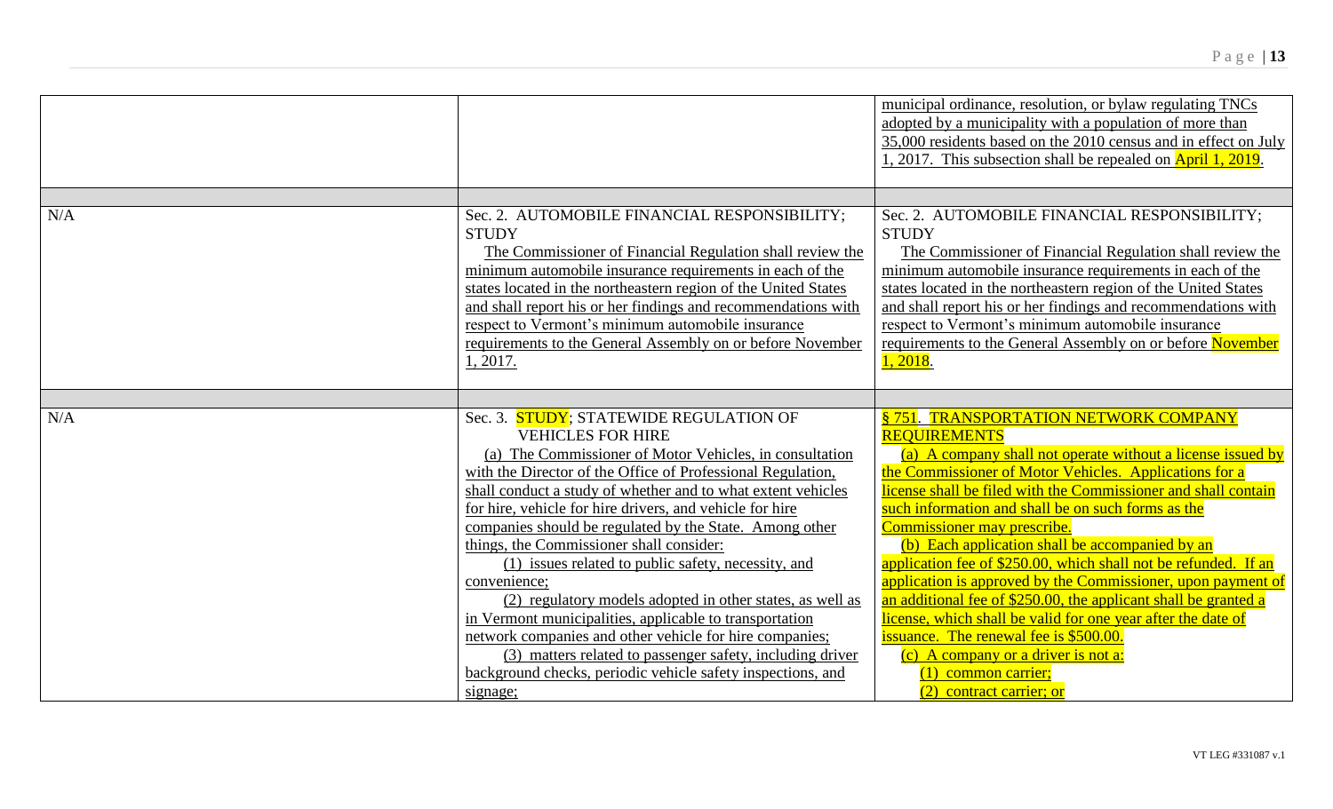| | | |
|---|---|---|
| | | municipal ordinance, resolution, or bylaw regulating TNCs adopted by a municipality with a population of more than 35,000 residents based on the 2010 census and in effect on July 1, 2017. This subsection shall be repealed on April 1, 2019. |
| | | |
| N/A | Sec. 2. AUTOMOBILE FINANCIAL RESPONSIBILITY; STUDY<br>The Commissioner of Financial Regulation shall review the minimum automobile insurance requirements in each of the states located in the northeastern region of the United States and shall report his or her findings and recommendations with respect to Vermont's minimum automobile insurance requirements to the General Assembly on or before November 1, 2017. | Sec. 2. AUTOMOBILE FINANCIAL RESPONSIBILITY; STUDY<br>The Commissioner of Financial Regulation shall review the minimum automobile insurance requirements in each of the states located in the northeastern region of the United States and shall report his or her findings and recommendations with respect to Vermont's minimum automobile insurance requirements to the General Assembly on or before November 1, 2018. |
| | | |
| N/A | Sec. 3. STUDY; STATEWIDE REGULATION OF VEHICLES FOR HIRE<br>(a) The Commissioner of Motor Vehicles, in consultation with the Director of the Office of Professional Regulation, shall conduct a study of whether and to what extent vehicles for hire, vehicle for hire drivers, and vehicle for hire companies should be regulated by the State. Among other things, the Commissioner shall consider:<br>(1) issues related to public safety, necessity, and convenience;<br>(2) regulatory models adopted in other states, as well as in Vermont municipalities, applicable to transportation network companies and other vehicle for hire companies;<br>(3) matters related to passenger safety, including driver background checks, periodic vehicle safety inspections, and signage; | § 751. TRANSPORTATION NETWORK COMPANY REQUIREMENTS<br>(a) A company shall not operate without a license issued by the Commissioner of Motor Vehicles. Applications for a license shall be filed with the Commissioner and shall contain such information and shall be on such forms as the Commissioner may prescribe.<br>(b) Each application shall be accompanied by an application fee of $250.00, which shall not be refunded. If an application is approved by the Commissioner, upon payment of an additional fee of $250.00, the applicant shall be granted a license, which shall be valid for one year after the date of issuance. The renewal fee is $500.00.<br>(c) A company or a driver is not a:<br>(1) common carrier;<br>(2) contract carrier; or |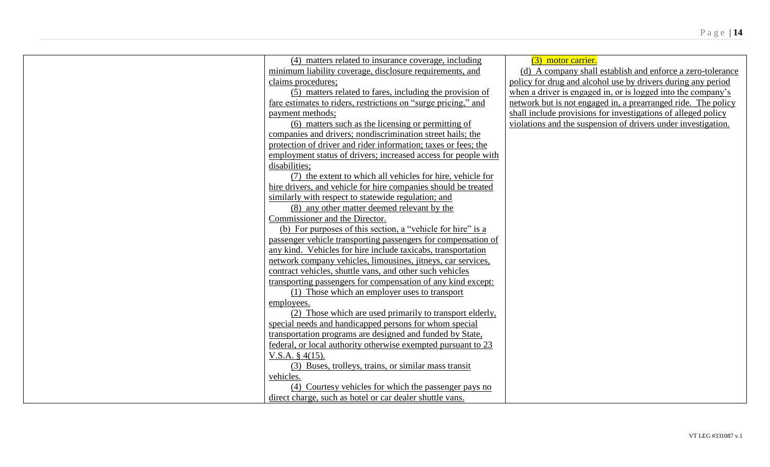| | | |
|---|---|---|
| | (4) matters related to insurance coverage, including minimum liability coverage, disclosure requirements, and claims procedures;<br>(5) matters related to fares, including the provision of fare estimates to riders, restrictions on "surge pricing," and payment methods;<br>(6) matters such as the licensing or permitting of companies and drivers; nondiscrimination street hails; the protection of driver and rider information; taxes or fees; the employment status of drivers; increased access for people with disabilities;<br>(7) the extent to which all vehicles for hire, vehicle for hire drivers, and vehicle for hire companies should be treated similarly with respect to statewide regulation; and<br>(8) any other matter deemed relevant by the Commissioner and the Director.<br>(b) For purposes of this section, a "vehicle for hire" is a passenger vehicle transporting passengers for compensation of any kind. Vehicles for hire include taxicabs, transportation network company vehicles, limousines, jitneys, car services, contract vehicles, shuttle vans, and other such vehicles transporting passengers for compensation of any kind except:<br>(1) Those which an employer uses to transport employees.<br>(2) Those which are used primarily to transport elderly, special needs and handicapped persons for whom special transportation programs are designed and funded by State, federal, or local authority otherwise exempted pursuant to 23 V.S.A. § 4(15).<br>(3) Buses, trolleys, trains, or similar mass transit vehicles.<br>(4) Courtesy vehicles for which the passenger pays no direct charge, such as hotel or car dealer shuttle vans. | (3) motor carrier.<br>(d) A company shall establish and enforce a zero-tolerance policy for drug and alcohol use by drivers during any period when a driver is engaged in, or is logged into the company's network but is not engaged in, a prearranged ride. The policy shall include provisions for investigations of alleged policy violations and the suspension of drivers under investigation. |

VT LEG #331087 v.1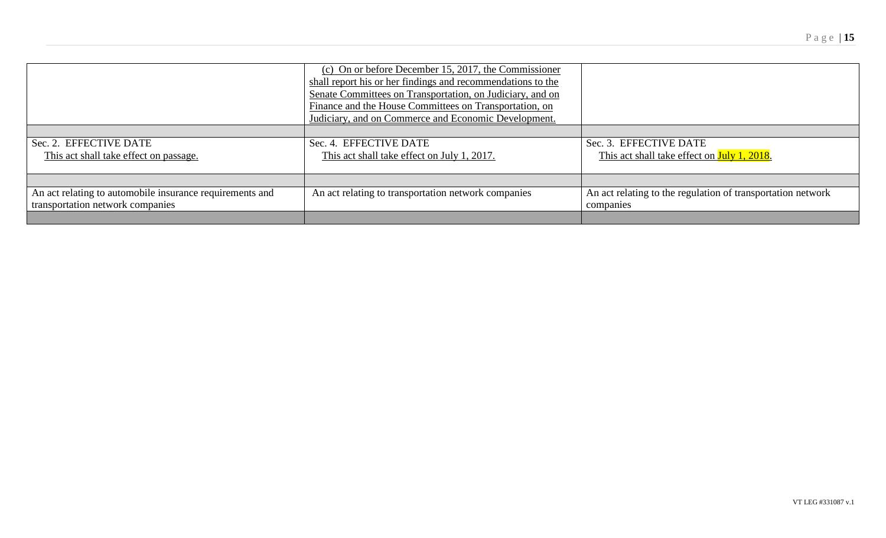| | | |
|---|---|---|
| | (c) On or before December 15, 2017, the Commissioner shall report his or her findings and recommendations to the Senate Committees on Transportation, on Judiciary, and on Finance and the House Committees on Transportation, on Judiciary, and on Commerce and Economic Development. | |
| | | |
| Sec. 2. EFFECTIVE DATE<br>This act shall take effect on passage. | Sec. 4. EFFECTIVE DATE<br>This act shall take effect on July 1, 2017. | Sec. 3. EFFECTIVE DATE<br>This act shall take effect on July 1, 2018. |
| | | |
| An act relating to automobile insurance requirements and transportation network companies | An act relating to transportation network companies | An act relating to the regulation of transportation network companies |
| | | |

VT LEG #331087 v.1